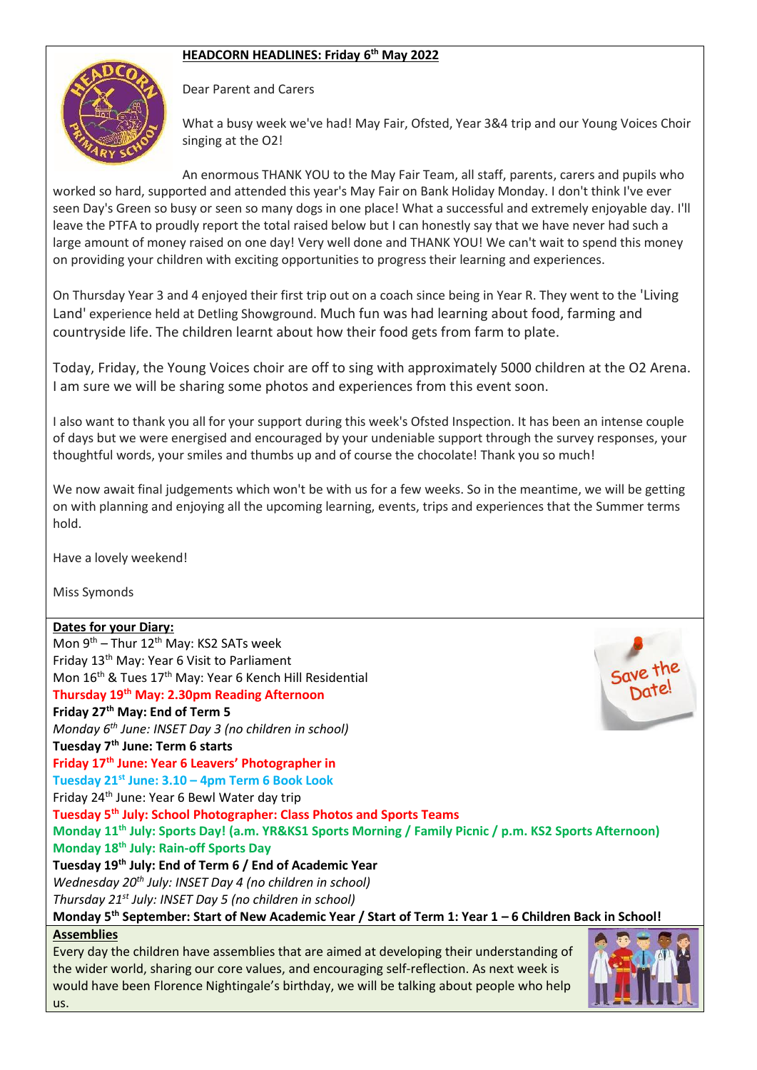## HEADCORN HEADLINES: Friday 6th May 2022

Dear Parent and Carers

What a busy week we've had! May Fair, Ofsted, Year 3&4 trip and our Young Voices Choir singing at the O2!

An enormous THANK YOU to the May Fair Team, all staff, parents, carers and pupils who worked so hard, supported and attended this year's May Fair on Bank Holiday Monday. I don't think I've ever seen Day's Green so busy or seen so many dogs in one place! What a successful and extremely enjoyable day. I'll leave the PTFA to proudly report the total raised below but I can honestly say that we have never had such a large amount of money raised on one day! Very well done and THANK YOU! We can't wait to spend this money on providing your children with exciting opportunities to progress their learning and experiences.

On Thursday Year 3 and 4 enjoyed their first trip out on a coach since being in Year R. They went to the 'Living Land' experience held at Detling Showground. Much fun was had learning about food, farming and countryside life. The children learnt about how their food gets from farm to plate.

Today, Friday, the Young Voices choir are off to sing with approximately 5000 children at the O2 Arena. I am sure we will be sharing some photos and experiences from this event soon.

I also want to thank you all for your support during this week's Ofsted Inspection. It has been an intense couple of days but we were energised and encouraged by your undeniable support through the survey responses, your thoughtful words, your smiles and thumbs up and of course the chocolate! Thank you so much!

We now await final judgements which won't be with us for a few weeks. So in the meantime, we will be getting on with planning and enjoying all the upcoming learning, events, trips and experiences that the Summer terms hold.

Have a lovely weekend!

Miss Symonds

### Dates for your Diary:

Mon 9th – Thur 12th May: KS2 SATs week
Friday 13th May: Year 6 Visit to Parliament
Mon 16th & Tues 17th May: Year 6 Kench Hill Residential
**Thursday 19th May: 2.30pm Reading Afternoon**
**Friday 27th May: End of Term 5**
*Monday 6th June: INSET Day 3 (no children in school)*
**Tuesday 7th June: Term 6 starts**
**Friday 17th June: Year 6 Leavers' Photographer in**
**Tuesday 21st June: 3.10 – 4pm Term 6 Book Look**
Friday 24th June: Year 6 Bewl Water day trip
**Tuesday 5th July: School Photographer: Class Photos and Sports Teams**
**Monday 11th July: Sports Day! (a.m. YR&KS1 Sports Morning / Family Picnic / p.m. KS2 Sports Afternoon)**
**Monday 18th July: Rain-off Sports Day**
**Tuesday 19th July: End of Term 6 / End of Academic Year**
*Wednesday 20th July: INSET Day 4 (no children in school)*
*Thursday 21st July: INSET Day 5 (no children in school)*
**Monday 5th September: Start of New Academic Year / Start of Term 1: Year 1 – 6 Children Back in School!**

### Assemblies

Every day the children have assemblies that are aimed at developing their understanding of the wider world, sharing our core values, and encouraging self-reflection. As next week is would have been Florence Nightingale's birthday, we will be talking about people who help us.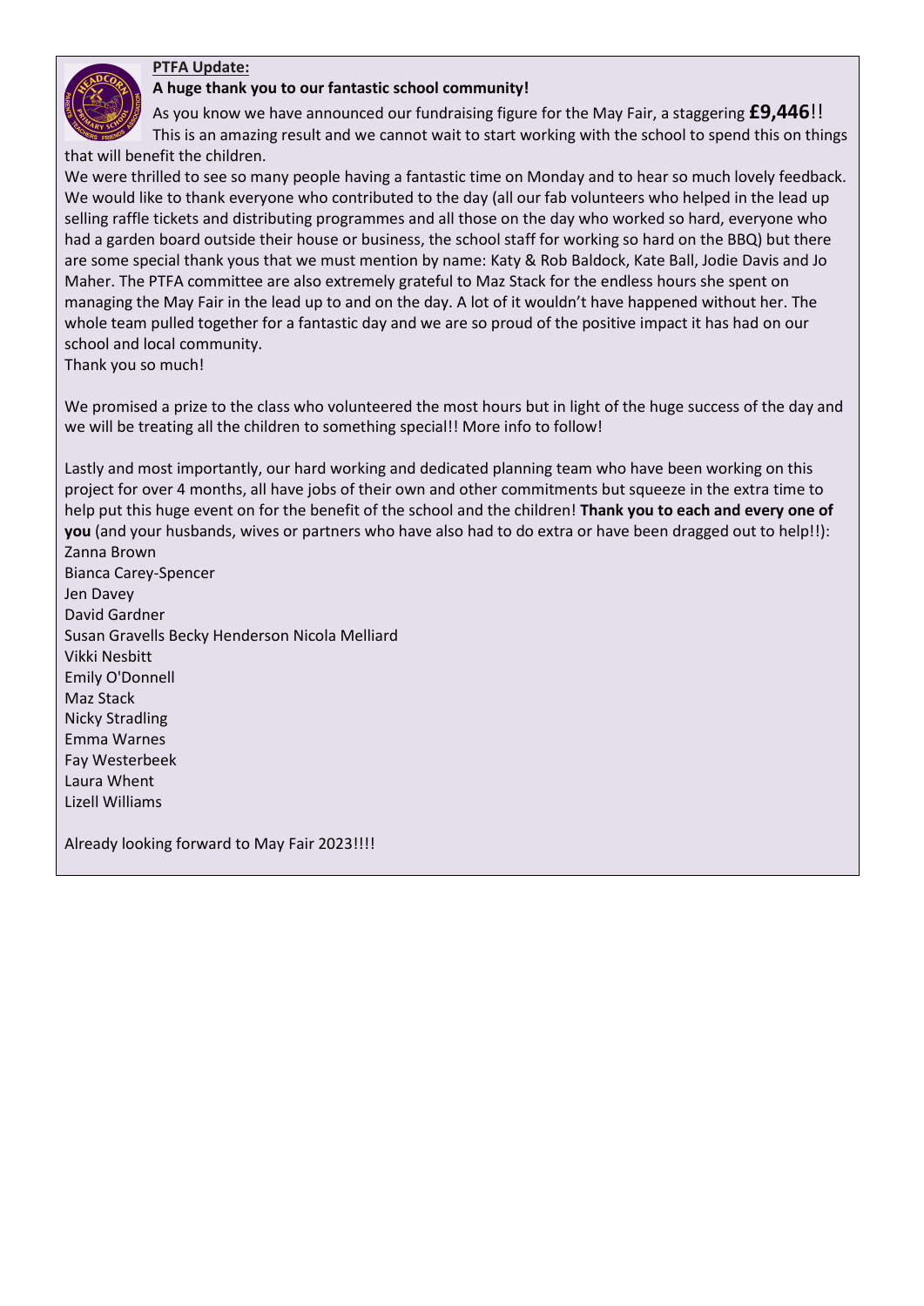**PTFA Update:**

**A huge thank you to our fantastic school community!**

As you know we have announced our fundraising figure for the May Fair, a staggering **£9,446**!! This is an amazing result and we cannot wait to start working with the school to spend this on things that will benefit the children.

We were thrilled to see so many people having a fantastic time on Monday and to hear so much lovely feedback. We would like to thank everyone who contributed to the day (all our fab volunteers who helped in the lead up selling raffle tickets and distributing programmes and all those on the day who worked so hard, everyone who had a garden board outside their house or business, the school staff for working so hard on the BBQ) but there are some special thank yous that we must mention by name: Katy & Rob Baldock, Kate Ball, Jodie Davis and Jo Maher. The PTFA committee are also extremely grateful to Maz Stack for the endless hours she spent on managing the May Fair in the lead up to and on the day. A lot of it wouldn't have happened without her. The whole team pulled together for a fantastic day and we are so proud of the positive impact it has had on our school and local community.

Thank you so much!

We promised a prize to the class who volunteered the most hours but in light of the huge success of the day and we will be treating all the children to something special!! More info to follow!

Lastly and most importantly, our hard working and dedicated planning team who have been working on this project for over 4 months, all have jobs of their own and other commitments but squeeze in the extra time to help put this huge event on for the benefit of the school and the children! **Thank you to each and every one of you** (and your husbands, wives or partners who have also had to do extra or have been dragged out to help!!):

Zanna Brown
Bianca Carey-Spencer
Jen Davey
David Gardner
Susan Gravells Becky Henderson Nicola Melliard
Vikki Nesbitt
Emily O'Donnell
Maz Stack
Nicky Stradling
Emma Warnes
Fay Westerbeek
Laura Whent
Lizell Williams

Already looking forward to May Fair 2023!!!!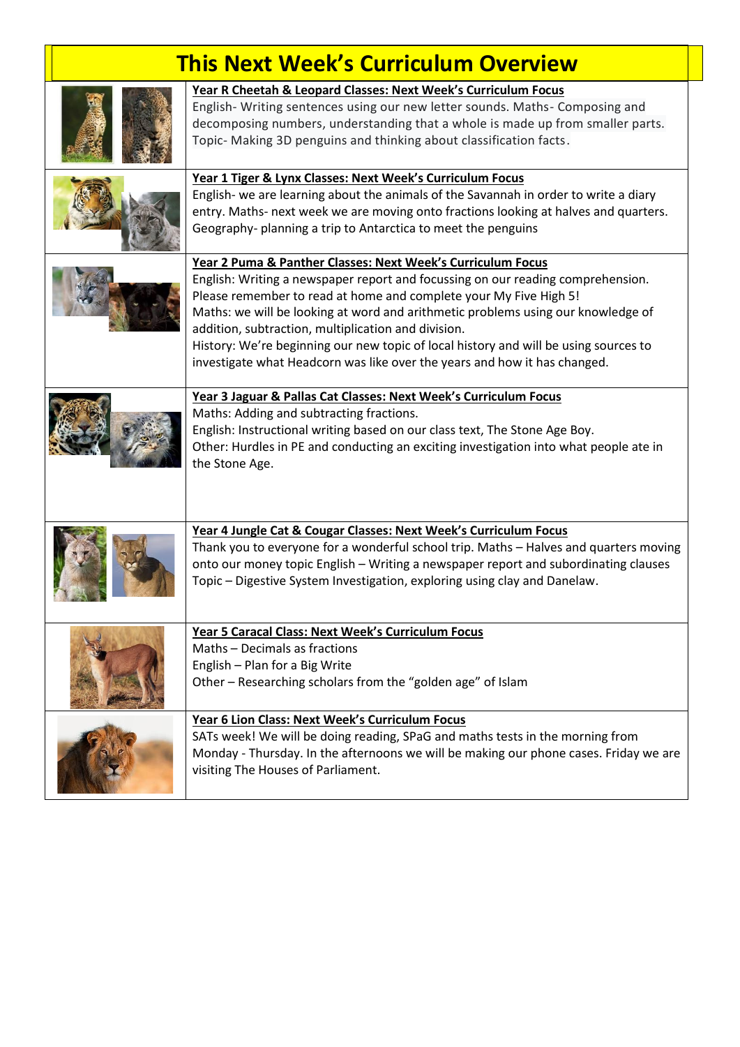# This Next Week's Curriculum Overview

| | |
|---|---|
| | **Year R Cheetah & Leopard Classes: Next Week's Curriculum Focus**<br>English- Writing sentences using our new letter sounds. Maths- Composing and decomposing numbers, understanding that a whole is made up from smaller parts. Topic- Making 3D penguins and thinking about classification facts. |
| | **Year 1 Tiger & Lynx Classes: Next Week's Curriculum Focus**<br>English- we are learning about the animals of the Savannah in order to write a diary entry. Maths- next week we are moving onto fractions looking at halves and quarters. Geography- planning a trip to Antarctica to meet the penguins |
| | **Year 2 Puma & Panther Classes: Next Week's Curriculum Focus**<br>English: Writing a newspaper report and focussing on our reading comprehension. Please remember to read at home and complete your My Five High 5!<br>Maths: we will be looking at word and arithmetic problems using our knowledge of addition, subtraction, multiplication and division.<br>History: We're beginning our new topic of local history and will be using sources to investigate what Headcorn was like over the years and how it has changed. |
| | **Year 3 Jaguar & Pallas Cat Classes: Next Week's Curriculum Focus**<br>Maths: Adding and subtracting fractions.<br>English: Instructional writing based on our class text, The Stone Age Boy.<br>Other: Hurdles in PE and conducting an exciting investigation into what people ate in the Stone Age. |
| | **Year 4 Jungle Cat & Cougar Classes: Next Week's Curriculum Focus**<br>Thank you to everyone for a wonderful school trip. Maths – Halves and quarters moving onto our money topic English – Writing a newspaper report and subordinating clauses Topic – Digestive System Investigation, exploring using clay and Danelaw. |
| | **Year 5 Caracal Class: Next Week's Curriculum Focus**<br>Maths – Decimals as fractions<br>English – Plan for a Big Write<br>Other – Researching scholars from the "golden age" of Islam |
| | **Year 6 Lion Class: Next Week's Curriculum Focus**<br>SATs week! We will be doing reading, SPaG and maths tests in the morning from Monday - Thursday. In the afternoons we will be making our phone cases. Friday we are visiting The Houses of Parliament. |